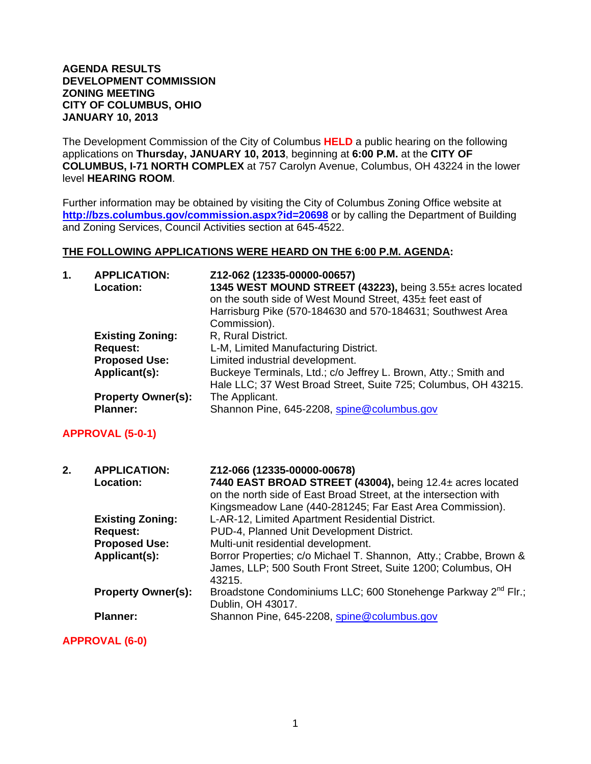**AGENDA RESULTS**
**DEVELOPMENT COMMISSION**
**ZONING MEETING**
**CITY OF COLUMBUS, OHIO**
**JANUARY 10, 2013**

The Development Commission of the City of Columbus **HELD** a public hearing on the following applications on **Thursday, JANUARY 10, 2013**, beginning at **6:00 P.M.** at the **CITY OF COLUMBUS, I-71 NORTH COMPLEX** at 757 Carolyn Avenue, Columbus, OH 43224 in the lower level **HEARING ROOM**.

Further information may be obtained by visiting the City of Columbus Zoning Office website at **http://bzs.columbus.gov/commission.aspx?id=20698** or by calling the Department of Building and Zoning Services, Council Activities section at 645-4522.

**THE FOLLOWING APPLICATIONS WERE HEARD ON THE 6:00 P.M. AGENDA:**

**1. APPLICATION:** **Z12-062 (12335-00000-00657)**
**Location:** **1345 WEST MOUND STREET (43223),** being 3.55± acres located on the south side of West Mound Street, 435± feet east of Harrisburg Pike (570-184630 and 570-184631; Southwest Area Commission).
**Existing Zoning:** R, Rural District.
**Request:** L-M, Limited Manufacturing District.
**Proposed Use:** Limited industrial development.
**Applicant(s):** Buckeye Terminals, Ltd.; c/o Jeffrey L. Brown, Atty.; Smith and Hale LLC; 37 West Broad Street, Suite 725; Columbus, OH 43215.
**Property Owner(s):** The Applicant.
**Planner:** Shannon Pine, 645-2208, spine@columbus.gov

**APPROVAL (5-0-1)**

**2. APPLICATION:** **Z12-066 (12335-00000-00678)**
**Location:** **7440 EAST BROAD STREET (43004),** being 12.4± acres located on the north side of East Broad Street, at the intersection with Kingsmeadow Lane (440-281245; Far East Area Commission).
**Existing Zoning:** L-AR-12, Limited Apartment Residential District.
**Request:** PUD-4, Planned Unit Development District.
**Proposed Use:** Multi-unit residential development.
**Applicant(s):** Borror Properties; c/o Michael T. Shannon, Atty.; Crabbe, Brown & James, LLP; 500 South Front Street, Suite 1200; Columbus, OH 43215.
**Property Owner(s):** Broadstone Condominiums LLC; 600 Stonehenge Parkway 2nd Flr.; Dublin, OH 43017.
**Planner:** Shannon Pine, 645-2208, spine@columbus.gov

**APPROVAL (6-0)**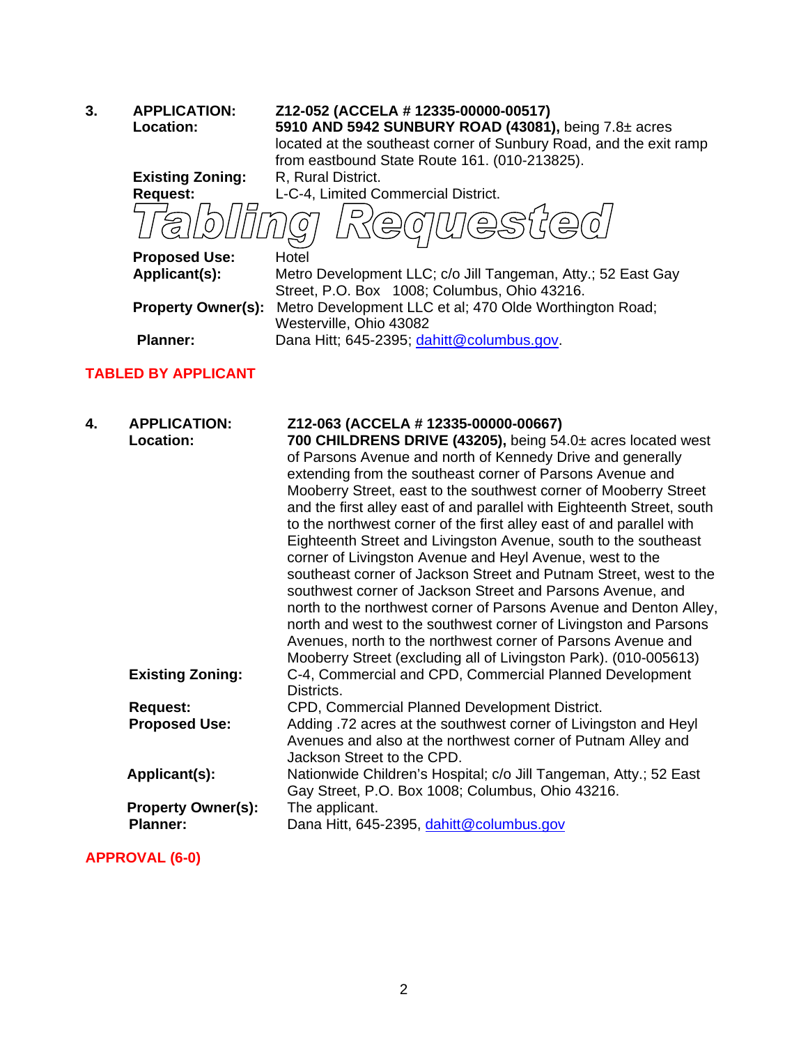**3.** **APPLICATION:** **Z12-052 (ACCELA # 12335-00000-00517)**

**Location:** **5910 AND 5942 SUNBURY ROAD (43081),** being 7.8± acres located at the southeast corner of Sunbury Road, and the exit ramp from eastbound State Route 161. (010-213825).

**Existing Zoning:** R, Rural District.

**Request:** L-C-4, Limited Commercial District.

***Tabling Requested***

**Proposed Use:** Hotel

**Applicant(s):** Metro Development LLC; c/o Jill Tangeman, Atty.; 52 East Gay Street, P.O. Box 1008; Columbus, Ohio 43216.

**Property Owner(s):** Metro Development LLC et al; 470 Olde Worthington Road; Westerville, Ohio 43082

**Planner:** Dana Hitt; 645-2395; dahitt@columbus.gov.

**TABLED BY APPLICANT**

**4.** **APPLICATION:** **Z12-063 (ACCELA # 12335-00000-00667)**

**Location:** **700 CHILDRENS DRIVE (43205),** being 54.0± acres located west of Parsons Avenue and north of Kennedy Drive and generally extending from the southeast corner of Parsons Avenue and Mooberry Street, east to the southwest corner of Mooberry Street and the first alley east of and parallel with Eighteenth Street, south to the northwest corner of the first alley east of and parallel with Eighteenth Street and Livingston Avenue, south to the southeast corner of Livingston Avenue and Heyl Avenue, west to the southeast corner of Jackson Street and Putnam Street, west to the southwest corner of Jackson Street and Parsons Avenue, and north to the northwest corner of Parsons Avenue and Denton Alley, north and west to the southwest corner of Livingston and Parsons Avenues, north to the northwest corner of Parsons Avenue and Mooberry Street (excluding all of Livingston Park). (010-005613)

**Existing Zoning:** C-4, Commercial and CPD, Commercial Planned Development Districts.

**Request:** CPD, Commercial Planned Development District.

**Proposed Use:** Adding .72 acres at the southwest corner of Livingston and Heyl Avenues and also at the northwest corner of Putnam Alley and Jackson Street to the CPD.

**Applicant(s):** Nationwide Children's Hospital; c/o Jill Tangeman, Atty.; 52 East Gay Street, P.O. Box 1008; Columbus, Ohio 43216.

**Property Owner(s):** The applicant.

**Planner:** Dana Hitt, 645-2395, dahitt@columbus.gov

**APPROVAL (6-0)**